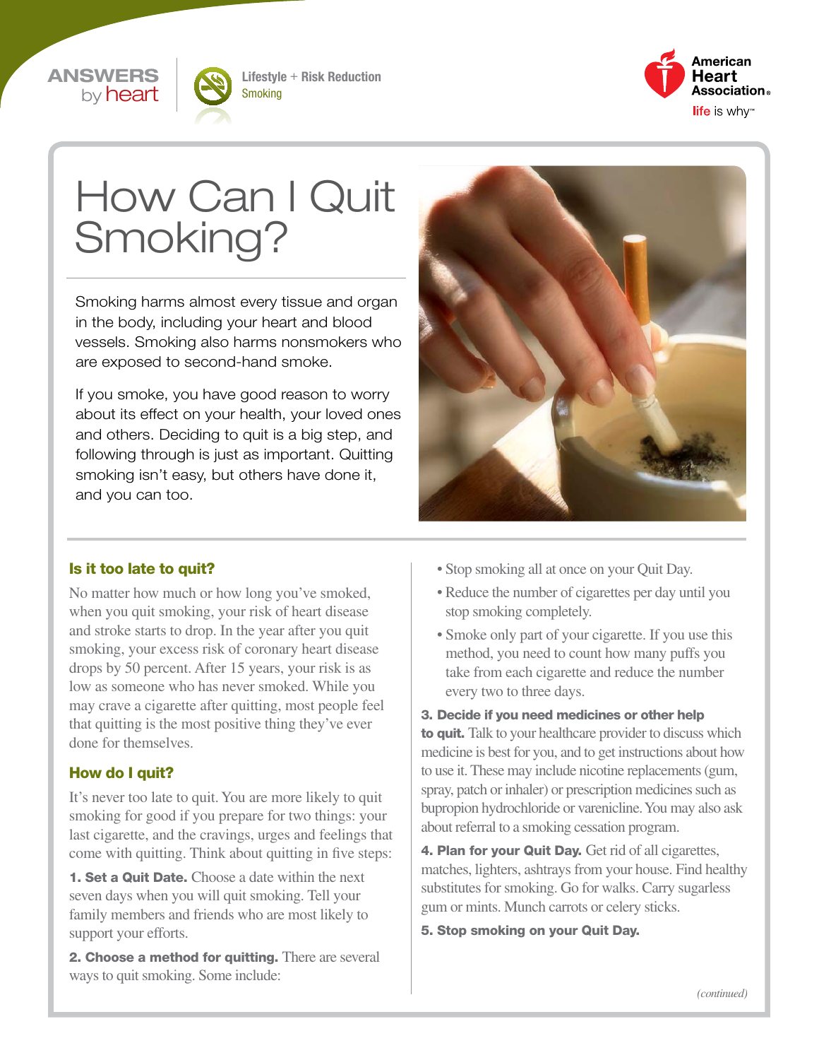ANSWERS by heart

Lifestyle + Risk Reduction
Smoking

# How Can I Quit Smoking?

Smoking harms almost every tissue and organ in the body, including your heart and blood vessels. Smoking also harms nonsmokers who are exposed to second-hand smoke.

If you smoke, you have good reason to worry about its effect on your health, your loved ones and others. Deciding to quit is a big step, and following through is just as important. Quitting smoking isn't easy, but others have done it, and you can too.

## Is it too late to quit?

No matter how much or how long you've smoked, when you quit smoking, your risk of heart disease and stroke starts to drop. In the year after you quit smoking, your excess risk of coronary heart disease drops by 50 percent. After 15 years, your risk is as low as someone who has never smoked. While you may crave a cigarette after quitting, most people feel that quitting is the most positive thing they've ever done for themselves.

## How do I quit?

It's never too late to quit. You are more likely to quit smoking for good if you prepare for two things: your last cigarette, and the cravings, urges and feelings that come with quitting. Think about quitting in five steps:

**1. Set a Quit Date.** Choose a date within the next seven days when you will quit smoking. Tell your family members and friends who are most likely to support your efforts.

**2. Choose a method for quitting.** There are several ways to quit smoking. Some include:

- Stop smoking all at once on your Quit Day.
- Reduce the number of cigarettes per day until you stop smoking completely.
- Smoke only part of your cigarette. If you use this method, you need to count how many puffs you take from each cigarette and reduce the number every two to three days.

**3. Decide if you need medicines or other help to quit.** Talk to your healthcare provider to discuss which medicine is best for you, and to get instructions about how to use it. These may include nicotine replacements (gum, spray, patch or inhaler) or prescription medicines such as bupropion hydrochloride or varenicline. You may also ask about referral to a smoking cessation program.

**4. Plan for your Quit Day.** Get rid of all cigarettes, matches, lighters, ashtrays from your house. Find healthy substitutes for smoking. Go for walks. Carry sugarless gum or mints. Munch carrots or celery sticks.

**5. Stop smoking on your Quit Day.**

*(continued)*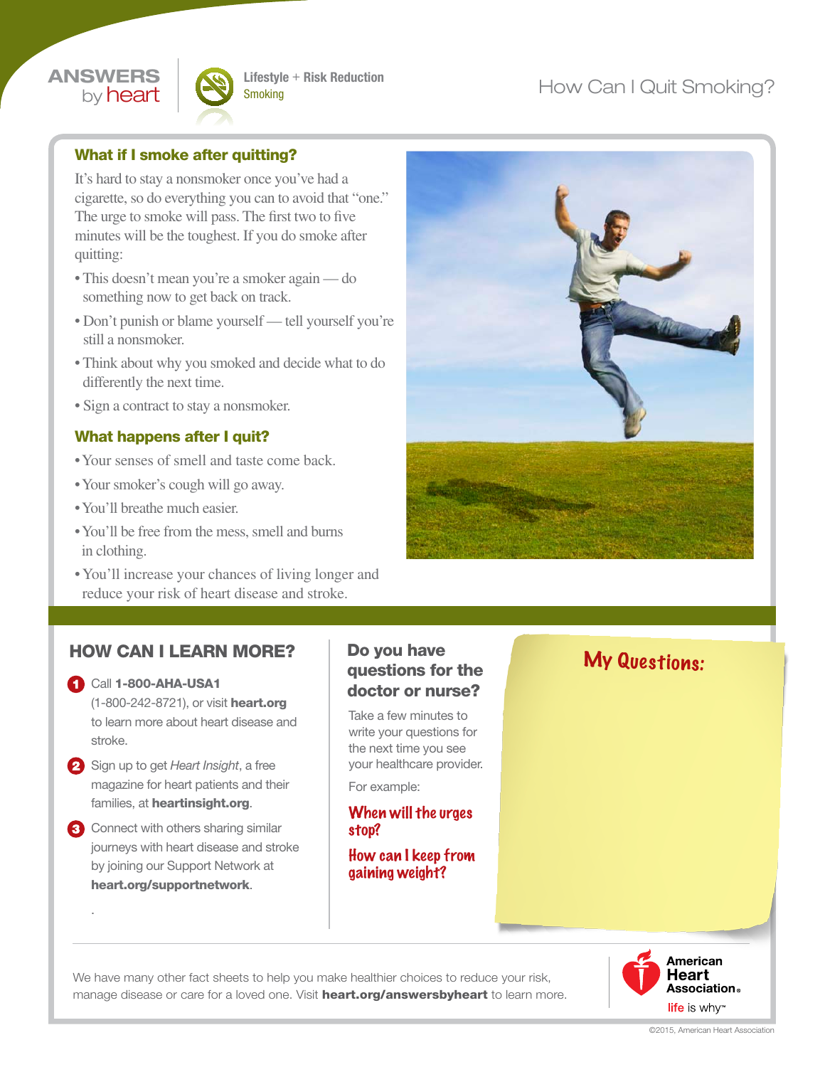## What if I smoke after quitting?

It's hard to stay a nonsmoker once you've had a cigarette, so do everything you can to avoid that "one." The urge to smoke will pass. The first two to five minutes will be the toughest. If you do smoke after quitting:

- This doesn't mean you're a smoker again — do something now to get back on track.
- Don't punish or blame yourself — tell yourself you're still a nonsmoker.
- Think about why you smoked and decide what to do differently the next time.
- Sign a contract to stay a nonsmoker.

## What happens after I quit?

- Your senses of smell and taste come back.
- Your smoker's cough will go away.
- You'll breathe much easier.
- You'll be free from the mess, smell and burns in clothing.
- You'll increase your chances of living longer and reduce your risk of heart disease and stroke.

## HOW CAN I LEARN MORE?

1. Call **1-800-AHA-USA1** (1-800-242-8721), or visit **heart.org** to learn more about heart disease and stroke.
2. Sign up to get *Heart Insight*, a free magazine for heart patients and their families, at **heartinsight.org**.
3. Connect with others sharing similar journeys with heart disease and stroke by joining our Support Network at **heart.org/supportnetwork**.

## Do you have questions for the doctor or nurse?

Take a few minutes to write your questions for the next time you see your healthcare provider.

For example:

**When will the urges stop?**

**How can I keep from gaining weight?**

**My Questions:**

We have many other fact sheets to help you make healthier choices to reduce your risk, manage disease or care for a loved one. Visit **heart.org/answersbyheart** to learn more.

American Heart Association
life is why™

©2015, American Heart Association